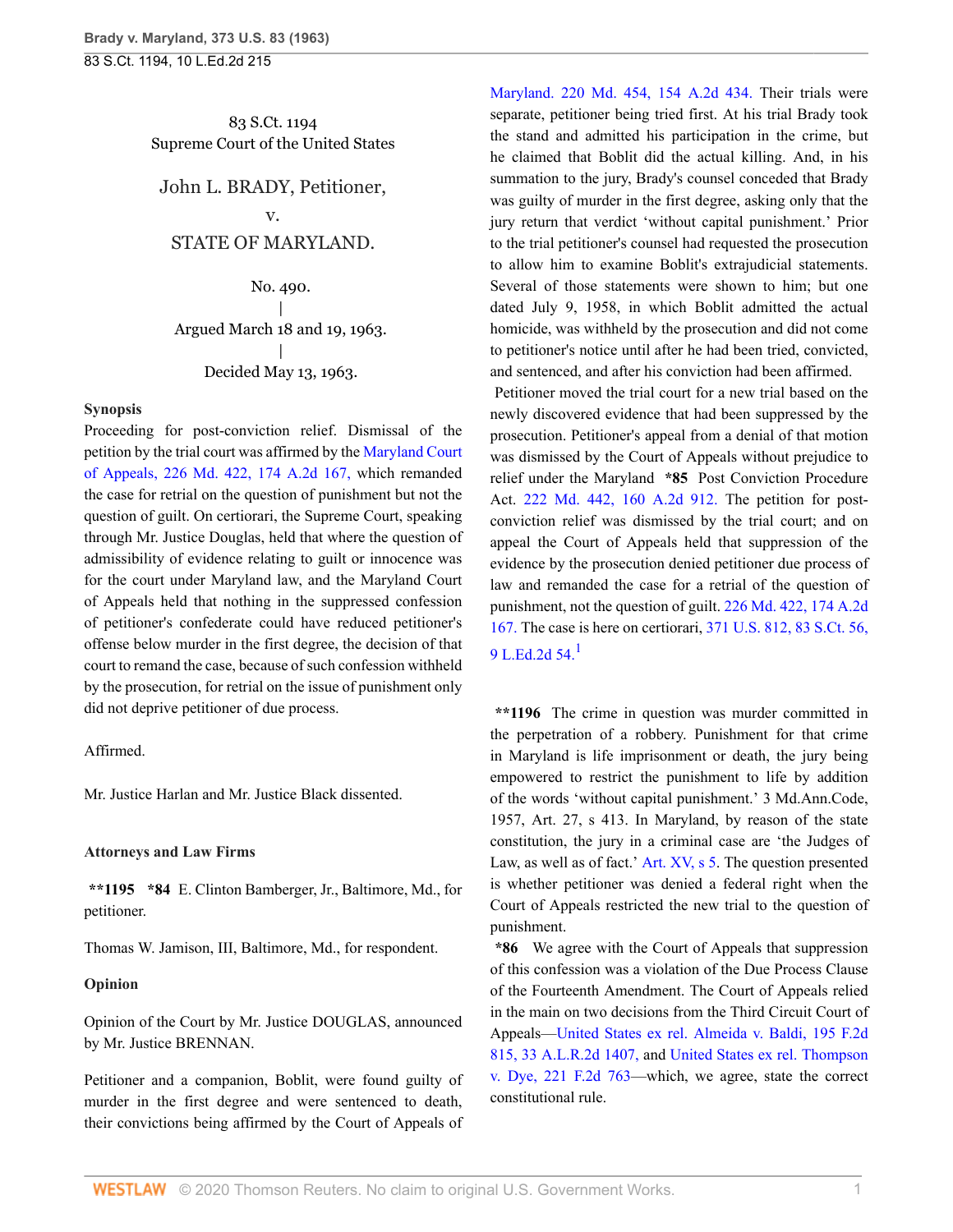83 S.Ct. 1194
Supreme Court of the United States

# John L. BRADY, Petitioner,
v.
# STATE OF MARYLAND.

No. 490.
|
Argued March 18 and 19, 1963.
|
Decided May 13, 1963.

**Synopsis**

Proceeding for post-conviction relief. Dismissal of the petition by the trial court was affirmed by the Maryland Court of Appeals, 226 Md. 422, 174 A.2d 167, which remanded the case for retrial on the question of punishment but not the question of guilt. On certiorari, the Supreme Court, speaking through Mr. Justice Douglas, held that where the question of admissibility of evidence relating to guilt or innocence was for the court under Maryland law, and the Maryland Court of Appeals held that nothing in the suppressed confession of petitioner's confederate could have reduced petitioner's offense below murder in the first degree, the decision of that court to remand the case, because of such confession withheld by the prosecution, for retrial on the issue of punishment only did not deprive petitioner of due process.

Affirmed.

Mr. Justice Harlan and Mr. Justice Black dissented.

**Attorneys and Law Firms**

**\*\*1195 \*84** E. Clinton Bamberger, Jr., Baltimore, Md., for petitioner.

Thomas W. Jamison, III, Baltimore, Md., for respondent.

**Opinion**

Opinion of the Court by Mr. Justice DOUGLAS, announced by Mr. Justice BRENNAN.

Petitioner and a companion, Boblit, were found guilty of murder in the first degree and were sentenced to death, their convictions being affirmed by the Court of Appeals of Maryland. 220 Md. 454, 154 A.2d 434. Their trials were separate, petitioner being tried first. At his trial Brady took the stand and admitted his participation in the crime, but he claimed that Boblit did the actual killing. And, in his summation to the jury, Brady's counsel conceded that Brady was guilty of murder in the first degree, asking only that the jury return that verdict 'without capital punishment.' Prior to the trial petitioner's counsel had requested the prosecution to allow him to examine Boblit's extrajudicial statements. Several of those statements were shown to him; but one dated July 9, 1958, in which Boblit admitted the actual homicide, was withheld by the prosecution and did not come to petitioner's notice until after he had been tried, convicted, and sentenced, and after his conviction had been affirmed.

Petitioner moved the trial court for a new trial based on the newly discovered evidence that had been suppressed by the prosecution. Petitioner's appeal from a denial of that motion was dismissed by the Court of Appeals without prejudice to relief under the Maryland **\*85** Post Conviction Procedure Act. 222 Md. 442, 160 A.2d 912. The petition for post-conviction relief was dismissed by the trial court; and on appeal the Court of Appeals held that suppression of the evidence by the prosecution denied petitioner due process of law and remanded the case for a retrial of the question of punishment, not the question of guilt. 226 Md. 422, 174 A.2d 167. The case is here on certiorari, 371 U.S. 812, 83 S.Ct. 56, 9 L.Ed.2d 54.[1]

**\*\*1196** The crime in question was murder committed in the perpetration of a robbery. Punishment for that crime in Maryland is life imprisonment or death, the jury being empowered to restrict the punishment to life by addition of the words 'without capital punishment.' 3 Md.Ann.Code, 1957, Art. 27, s 413. In Maryland, by reason of the state constitution, the jury in a criminal case are 'the Judges of Law, as well as of fact.' Art. XV, s 5. The question presented is whether petitioner was denied a federal right when the Court of Appeals restricted the new trial to the question of punishment.

**\*86** We agree with the Court of Appeals that suppression of this confession was a violation of the Due Process Clause of the Fourteenth Amendment. The Court of Appeals relied in the main on two decisions from the Third Circuit Court of Appeals—United States ex rel. Almeida v. Baldi, 195 F.2d 815, 33 A.L.R.2d 1407, and United States ex rel. Thompson v. Dye, 221 F.2d 763—which, we agree, state the correct constitutional rule.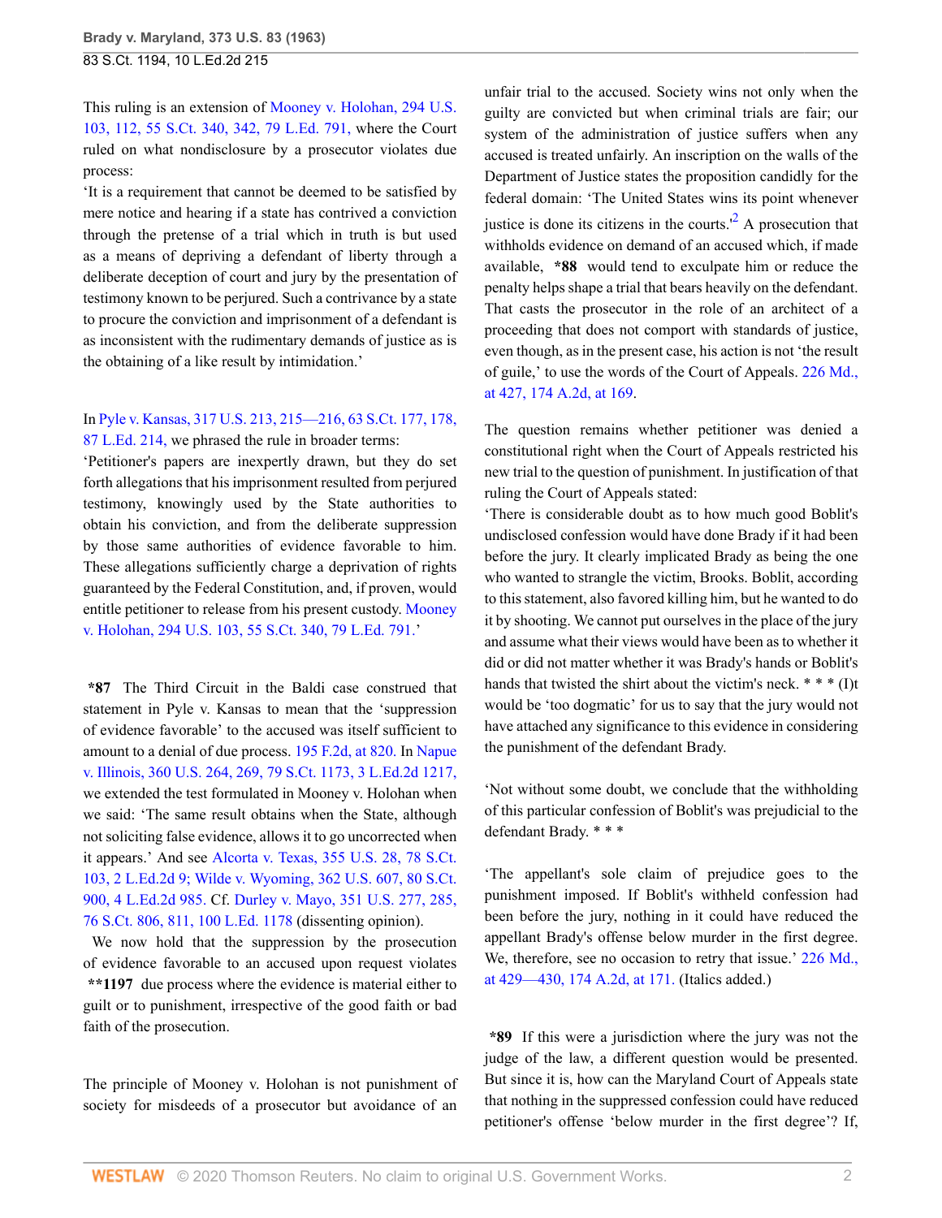This ruling is an extension of Mooney v. Holohan, 294 U.S. 103, 112, 55 S.Ct. 340, 342, 79 L.Ed. 791, where the Court ruled on what nondisclosure by a prosecutor violates due process:

'It is a requirement that cannot be deemed to be satisfied by mere notice and hearing if a state has contrived a conviction through the pretense of a trial which in truth is but used as a means of depriving a defendant of liberty through a deliberate deception of court and jury by the presentation of testimony known to be perjured. Such a contrivance by a state to procure the conviction and imprisonment of a defendant is as inconsistent with the rudimentary demands of justice as is the obtaining of a like result by intimidation.'

In Pyle v. Kansas, 317 U.S. 213, 215—216, 63 S.Ct. 177, 178, 87 L.Ed. 214, we phrased the rule in broader terms:

'Petitioner's papers are inexpertly drawn, but they do set forth allegations that his imprisonment resulted from perjured testimony, knowingly used by the State authorities to obtain his conviction, and from the deliberate suppression by those same authorities of evidence favorable to him. These allegations sufficiently charge a deprivation of rights guaranteed by the Federal Constitution, and, if proven, would entitle petitioner to release from his present custody. Mooney v. Holohan, 294 U.S. 103, 55 S.Ct. 340, 79 L.Ed. 791.'

**\*87** The Third Circuit in the Baldi case construed that statement in Pyle v. Kansas to mean that the 'suppression of evidence favorable' to the accused was itself sufficient to amount to a denial of due process. 195 F.2d, at 820. In Napue v. Illinois, 360 U.S. 264, 269, 79 S.Ct. 1173, 3 L.Ed.2d 1217, we extended the test formulated in Mooney v. Holohan when we said: 'The same result obtains when the State, although not soliciting false evidence, allows it to go uncorrected when it appears.' And see Alcorta v. Texas, 355 U.S. 28, 78 S.Ct. 103, 2 L.Ed.2d 9; Wilde v. Wyoming, 362 U.S. 607, 80 S.Ct. 900, 4 L.Ed.2d 985. Cf. Durley v. Mayo, 351 U.S. 277, 285, 76 S.Ct. 806, 811, 100 L.Ed. 1178 (dissenting opinion).

We now hold that the suppression by the prosecution of evidence favorable to an accused upon request violates **\*\*1197** due process where the evidence is material either to guilt or to punishment, irrespective of the good faith or bad faith of the prosecution.

The principle of Mooney v. Holohan is not punishment of society for misdeeds of a prosecutor but avoidance of an unfair trial to the accused. Society wins not only when the guilty are convicted but when criminal trials are fair; our system of the administration of justice suffers when any accused is treated unfairly. An inscription on the walls of the Department of Justice states the proposition candidly for the federal domain: 'The United States wins its point whenever justice is done its citizens in the courts.'[2] A prosecution that withholds evidence on demand of an accused which, if made available, **\*88** would tend to exculpate him or reduce the penalty helps shape a trial that bears heavily on the defendant. That casts the prosecutor in the role of an architect of a proceeding that does not comport with standards of justice, even though, as in the present case, his action is not 'the result of guile,' to use the words of the Court of Appeals. 226 Md., at 427, 174 A.2d, at 169.

The question remains whether petitioner was denied a constitutional right when the Court of Appeals restricted his new trial to the question of punishment. In justification of that ruling the Court of Appeals stated:

'There is considerable doubt as to how much good Boblit's undisclosed confession would have done Brady if it had been before the jury. It clearly implicated Brady as being the one who wanted to strangle the victim, Brooks. Boblit, according to this statement, also favored killing him, but he wanted to do it by shooting. We cannot put ourselves in the place of the jury and assume what their views would have been as to whether it did or did not matter whether it was Brady's hands or Boblit's hands that twisted the shirt about the victim's neck. \* \* \* (I)t would be 'too dogmatic' for us to say that the jury would not have attached any significance to this evidence in considering the punishment of the defendant Brady.

'Not without some doubt, we conclude that the withholding of this particular confession of Boblit's was prejudicial to the defendant Brady. \* \* \*

'The appellant's sole claim of prejudice goes to the punishment imposed. If Boblit's withheld confession had been before the jury, nothing in it could have reduced the appellant Brady's offense below murder in the first degree. We, therefore, see no occasion to retry that issue.' 226 Md., at 429—430, 174 A.2d, at 171. (Italics added.)

**\*89** If this were a jurisdiction where the jury was not the judge of the law, a different question would be presented. But since it is, how can the Maryland Court of Appeals state that nothing in the suppressed confession could have reduced petitioner's offense 'below murder in the first degree'? If,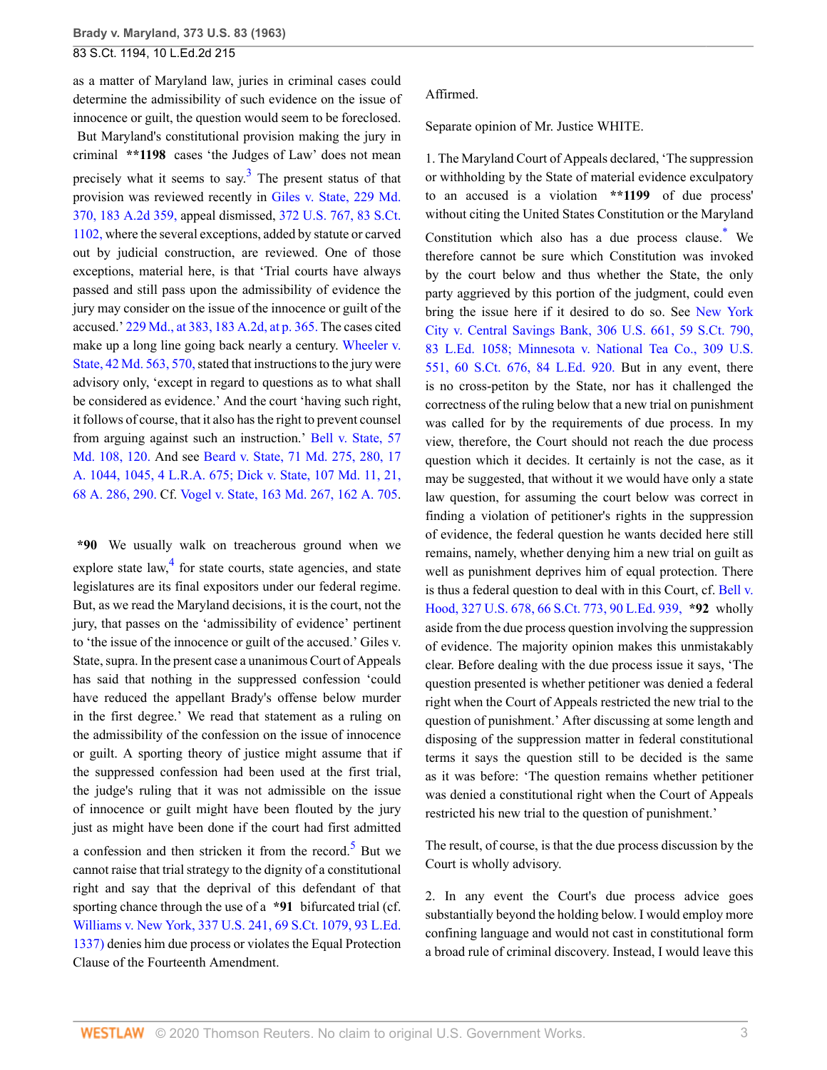as a matter of Maryland law, juries in criminal cases could determine the admissibility of such evidence on the issue of innocence or guilt, the question would seem to be foreclosed. But Maryland's constitutional provision making the jury in criminal **1198 cases 'the Judges of Law' does not mean precisely what it seems to say.[3] The present status of that provision was reviewed recently in Giles v. State, 229 Md. 370, 183 A.2d 359, appeal dismissed, 372 U.S. 767, 83 S.Ct. 1102, where the several exceptions, added by statute or carved out by judicial construction, are reviewed. One of those exceptions, material here, is that 'Trial courts have always passed and still pass upon the admissibility of evidence the jury may consider on the issue of the innocence or guilt of the accused.' 229 Md., at 383, 183 A.2d, at p. 365. The cases cited make up a long line going back nearly a century. Wheeler v. State, 42 Md. 563, 570, stated that instructions to the jury were advisory only, 'except in regard to questions as to what shall be considered as evidence.' And the court 'having such right, it follows of course, that it also has the right to prevent counsel from arguing against such an instruction.' Bell v. State, 57 Md. 108, 120. And see Beard v. State, 71 Md. 275, 280, 17 A. 1044, 1045, 4 L.R.A. 675; Dick v. State, 107 Md. 11, 21, 68 A. 286, 290. Cf. Vogel v. State, 163 Md. 267, 162 A. 705.

*90 We usually walk on treacherous ground when we explore state law,[4] for state courts, state agencies, and state legislatures are its final expositors under our federal regime. But, as we read the Maryland decisions, it is the court, not the jury, that passes on the 'admissibility of evidence' pertinent to 'the issue of the innocence or guilt of the accused.' Giles v. State, supra. In the present case a unanimous Court of Appeals has said that nothing in the suppressed confession 'could have reduced the appellant Brady's offense below murder in the first degree.' We read that statement as a ruling on the admissibility of the confession on the issue of innocence or guilt. A sporting theory of justice might assume that if the suppressed confession had been used at the first trial, the judge's ruling that it was not admissible on the issue of innocence or guilt might have been flouted by the jury just as might have been done if the court had first admitted a confession and then stricken it from the record.[5] But we cannot raise that trial strategy to the dignity of a constitutional right and say that the deprival of this defendant of that sporting chance through the use of a *91 bifurcated trial (cf. Williams v. New York, 337 U.S. 241, 69 S.Ct. 1079, 93 L.Ed. 1337) denies him due process or violates the Equal Protection Clause of the Fourteenth Amendment.

Affirmed.

Separate opinion of Mr. Justice WHITE.

1. The Maryland Court of Appeals declared, 'The suppression or withholding by the State of material evidence exculpatory to an accused is a violation **1199 of due process' without citing the United States Constitution or the Maryland Constitution which also has a due process clause.[*] We therefore cannot be sure which Constitution was invoked by the court below and thus whether the State, the only party aggrieved by this portion of the judgment, could even bring the issue here if it desired to do so. See New York City v. Central Savings Bank, 306 U.S. 661, 59 S.Ct. 790, 83 L.Ed. 1058; Minnesota v. National Tea Co., 309 U.S. 551, 60 S.Ct. 676, 84 L.Ed. 920. But in any event, there is no cross-petiton by the State, nor has it challenged the correctness of the ruling below that a new trial on punishment was called for by the requirements of due process. In my view, therefore, the Court should not reach the due process question which it decides. It certainly is not the case, as it may be suggested, that without it we would have only a state law question, for assuming the court below was correct in finding a violation of petitioner's rights in the suppression of evidence, the federal question he wants decided here still remains, namely, whether denying him a new trial on guilt as well as punishment deprives him of equal protection. There is thus a federal question to deal with in this Court, cf. Bell v. Hood, 327 U.S. 678, 66 S.Ct. 773, 90 L.Ed. 939, *92 wholly aside from the due process question involving the suppression of evidence. The majority opinion makes this unmistakably clear. Before dealing with the due process issue it says, 'The question presented is whether petitioner was denied a federal right when the Court of Appeals restricted the new trial to the question of punishment.' After discussing at some length and disposing of the suppression matter in federal constitutional terms it says the question still to be decided is the same as it was before: 'The question remains whether petitioner was denied a constitutional right when the Court of Appeals restricted his new trial to the question of punishment.'

The result, of course, is that the due process discussion by the Court is wholly advisory.

2. In any event the Court's due process advice goes substantially beyond the holding below. I would employ more confining language and would not cast in constitutional form a broad rule of criminal discovery. Instead, I would leave this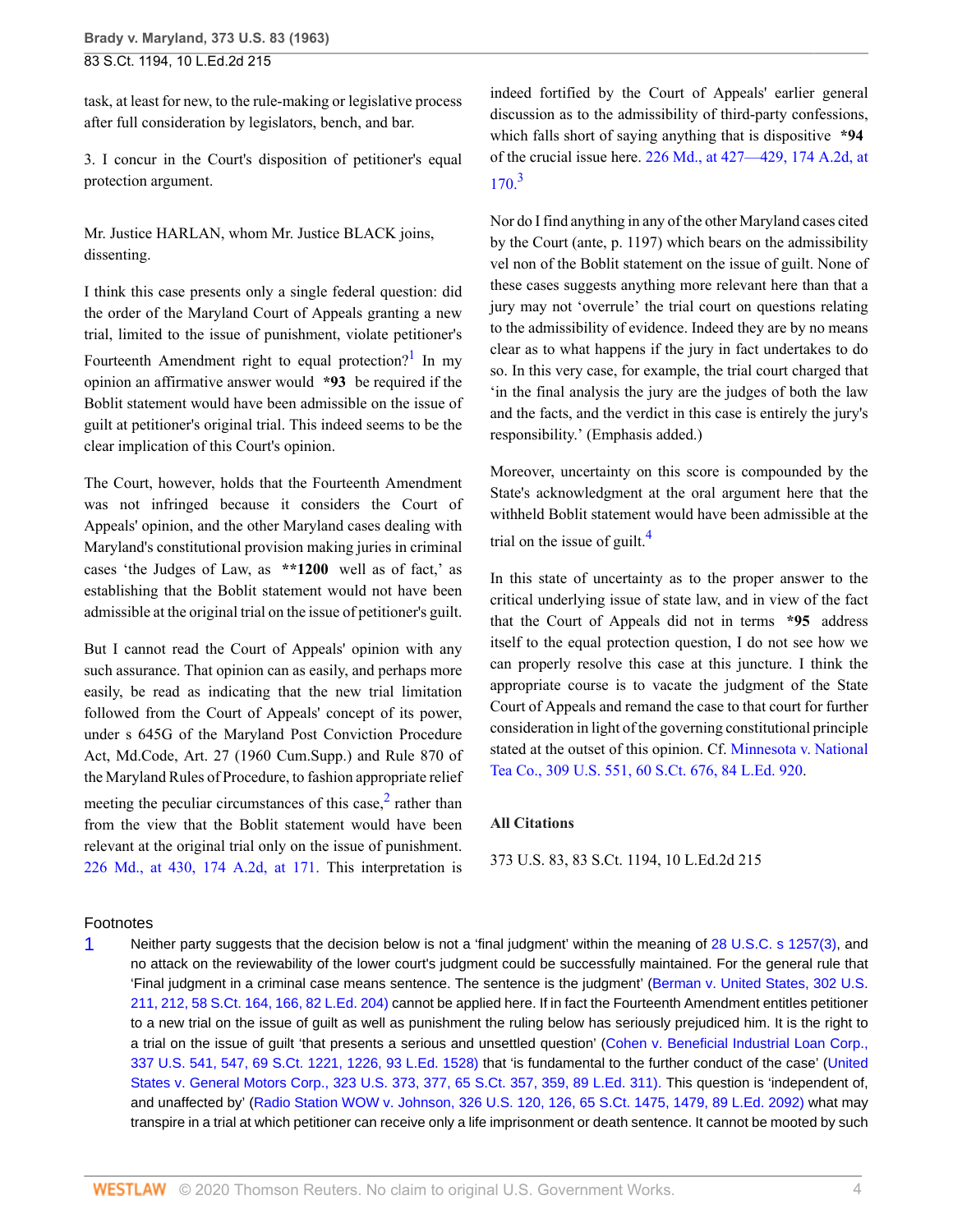task, at least for new, to the rule-making or legislative process after full consideration by legislators, bench, and bar.

3. I concur in the Court's disposition of petitioner's equal protection argument.

Mr. Justice HARLAN, whom Mr. Justice BLACK joins, dissenting.

I think this case presents only a single federal question: did the order of the Maryland Court of Appeals granting a new trial, limited to the issue of punishment, violate petitioner's Fourteenth Amendment right to equal protection?[1] In my opinion an affirmative answer would **\*93** be required if the Boblit statement would have been admissible on the issue of guilt at petitioner's original trial. This indeed seems to be the clear implication of this Court's opinion.

The Court, however, holds that the Fourteenth Amendment was not infringed because it considers the Court of Appeals' opinion, and the other Maryland cases dealing with Maryland's constitutional provision making juries in criminal cases 'the Judges of Law, as **\*\*1200** well as of fact,' as establishing that the Boblit statement would not have been admissible at the original trial on the issue of petitioner's guilt.

But I cannot read the Court of Appeals' opinion with any such assurance. That opinion can as easily, and perhaps more easily, be read as indicating that the new trial limitation followed from the Court of Appeals' concept of its power, under s 645G of the Maryland Post Conviction Procedure Act, Md.Code, Art. 27 (1960 Cum.Supp.) and Rule 870 of the Maryland Rules of Procedure, to fashion appropriate relief meeting the peculiar circumstances of this case,[2] rather than from the view that the Boblit statement would have been relevant at the original trial only on the issue of punishment. 226 Md., at 430, 174 A.2d, at 171. This interpretation is indeed fortified by the Court of Appeals' earlier general discussion as to the admissibility of third-party confessions, which falls short of saying anything that is dispositive **\*94** of the crucial issue here. 226 Md., at 427—429, 174 A.2d, at 170.[3]

Nor do I find anything in any of the other Maryland cases cited by the Court (ante, p. 1197) which bears on the admissibility vel non of the Boblit statement on the issue of guilt. None of these cases suggests anything more relevant here than that a jury may not 'overrule' the trial court on questions relating to the admissibility of evidence. Indeed they are by no means clear as to what happens if the jury in fact undertakes to do so. In this very case, for example, the trial court charged that 'in the final analysis the jury are the judges of both the law and the facts, and the verdict in this case is entirely the jury's responsibility.' (Emphasis added.)

Moreover, uncertainty on this score is compounded by the State's acknowledgment at the oral argument here that the withheld Boblit statement would have been admissible at the trial on the issue of guilt.[4]

In this state of uncertainty as to the proper answer to the critical underlying issue of state law, and in view of the fact that the Court of Appeals did not in terms **\*95** address itself to the equal protection question, I do not see how we can properly resolve this case at this juncture. I think the appropriate course is to vacate the judgment of the State Court of Appeals and remand the case to that court for further consideration in light of the governing constitutional principle stated at the outset of this opinion. Cf. Minnesota v. National Tea Co., 309 U.S. 551, 60 S.Ct. 676, 84 L.Ed. 920.

### All Citations

373 U.S. 83, 83 S.Ct. 1194, 10 L.Ed.2d 215

## Footnotes

1. Neither party suggests that the decision below is not a 'final judgment' within the meaning of 28 U.S.C. s 1257(3), and no attack on the reviewability of the lower court's judgment could be successfully maintained. For the general rule that 'Final judgment in a criminal case means sentence. The sentence is the judgment' (Berman v. United States, 302 U.S. 211, 212, 58 S.Ct. 164, 166, 82 L.Ed. 204) cannot be applied here. If in fact the Fourteenth Amendment entitles petitioner to a new trial on the issue of guilt as well as punishment the ruling below has seriously prejudiced him. It is the right to a trial on the issue of guilt 'that presents a serious and unsettled question' (Cohen v. Beneficial Industrial Loan Corp., 337 U.S. 541, 547, 69 S.Ct. 1221, 1226, 93 L.Ed. 1528) that 'is fundamental to the further conduct of the case' (United States v. General Motors Corp., 323 U.S. 373, 377, 65 S.Ct. 357, 359, 89 L.Ed. 311). This question is 'independent of, and unaffected by' (Radio Station WOW v. Johnson, 326 U.S. 120, 126, 65 S.Ct. 1475, 1479, 89 L.Ed. 2092) what may transpire in a trial at which petitioner can receive only a life imprisonment or death sentence. It cannot be mooted by such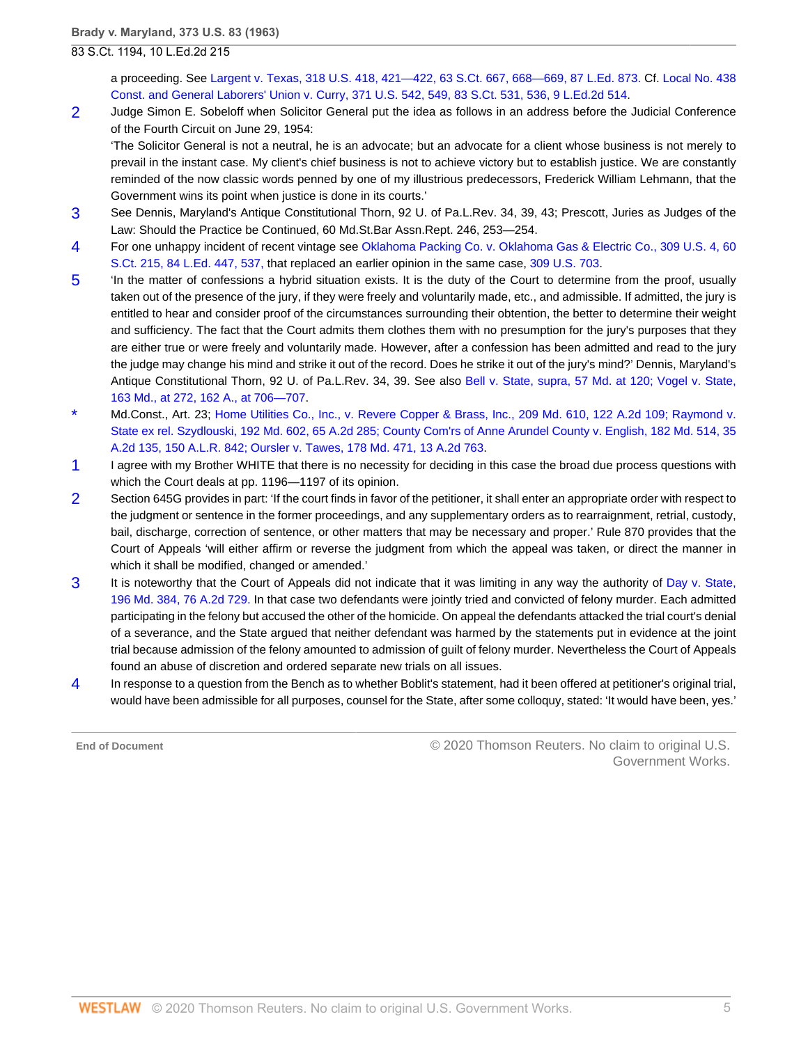a proceeding. See Largent v. Texas, 318 U.S. 418, 421—422, 63 S.Ct. 667, 668—669, 87 L.Ed. 873. Cf. Local No. 438 Const. and General Laborers' Union v. Curry, 371 U.S. 542, 549, 83 S.Ct. 531, 536, 9 L.Ed.2d 514.

2 Judge Simon E. Sobeloff when Solicitor General put the idea as follows in an address before the Judicial Conference of the Fourth Circuit on June 29, 1954:

'The Solicitor General is not a neutral, he is an advocate; but an advocate for a client whose business is not merely to prevail in the instant case. My client's chief business is not to achieve victory but to establish justice. We are constantly reminded of the now classic words penned by one of my illustrious predecessors, Frederick William Lehmann, that the Government wins its point when justice is done in its courts.'

3 See Dennis, Maryland's Antique Constitutional Thorn, 92 U. of Pa.L.Rev. 34, 39, 43; Prescott, Juries as Judges of the Law: Should the Practice be Continued, 60 Md.St.Bar Assn.Rept. 246, 253—254.

4 For one unhappy incident of recent vintage see Oklahoma Packing Co. v. Oklahoma Gas & Electric Co., 309 U.S. 4, 60 S.Ct. 215, 84 L.Ed. 447, 537, that replaced an earlier opinion in the same case, 309 U.S. 703.

5 'In the matter of confessions a hybrid situation exists. It is the duty of the Court to determine from the proof, usually taken out of the presence of the jury, if they were freely and voluntarily made, etc., and admissible. If admitted, the jury is entitled to hear and consider proof of the circumstances surrounding their obtention, the better to determine their weight and sufficiency. The fact that the Court admits them clothes them with no presumption for the jury's purposes that they are either true or were freely and voluntarily made. However, after a confession has been admitted and read to the jury the judge may change his mind and strike it out of the record. Does he strike it out of the jury's mind?' Dennis, Maryland's Antique Constitutional Thorn, 92 U. of Pa.L.Rev. 34, 39. See also Bell v. State, supra, 57 Md. at 120; Vogel v. State, 163 Md., at 272, 162 A., at 706—707.

* Md.Const., Art. 23; Home Utilities Co., Inc., v. Revere Copper & Brass, Inc., 209 Md. 610, 122 A.2d 109; Raymond v. State ex rel. Szydlouski, 192 Md. 602, 65 A.2d 285; County Com'rs of Anne Arundel County v. English, 182 Md. 514, 35 A.2d 135, 150 A.L.R. 842; Oursler v. Tawes, 178 Md. 471, 13 A.2d 763.

1 I agree with my Brother WHITE that there is no necessity for deciding in this case the broad due process questions with which the Court deals at pp. 1196—1197 of its opinion.

2 Section 645G provides in part: 'If the court finds in favor of the petitioner, it shall enter an appropriate order with respect to the judgment or sentence in the former proceedings, and any supplementary orders as to rearraignment, retrial, custody, bail, discharge, correction of sentence, or other matters that may be necessary and proper.' Rule 870 provides that the Court of Appeals 'will either affirm or reverse the judgment from which the appeal was taken, or direct the manner in which it shall be modified, changed or amended.'

3 It is noteworthy that the Court of Appeals did not indicate that it was limiting in any way the authority of Day v. State, 196 Md. 384, 76 A.2d 729. In that case two defendants were jointly tried and convicted of felony murder. Each admitted participating in the felony but accused the other of the homicide. On appeal the defendants attacked the trial court's denial of a severance, and the State argued that neither defendant was harmed by the statements put in evidence at the joint trial because admission of the felony amounted to admission of guilt of felony murder. Nevertheless the Court of Appeals found an abuse of discretion and ordered separate new trials on all issues.

4 In response to a question from the Bench as to whether Boblit's statement, had it been offered at petitioner's original trial, would have been admissible for all purposes, counsel for the State, after some colloquy, stated: 'It would have been, yes.'

End of Document

© 2020 Thomson Reuters. No claim to original U.S. Government Works.